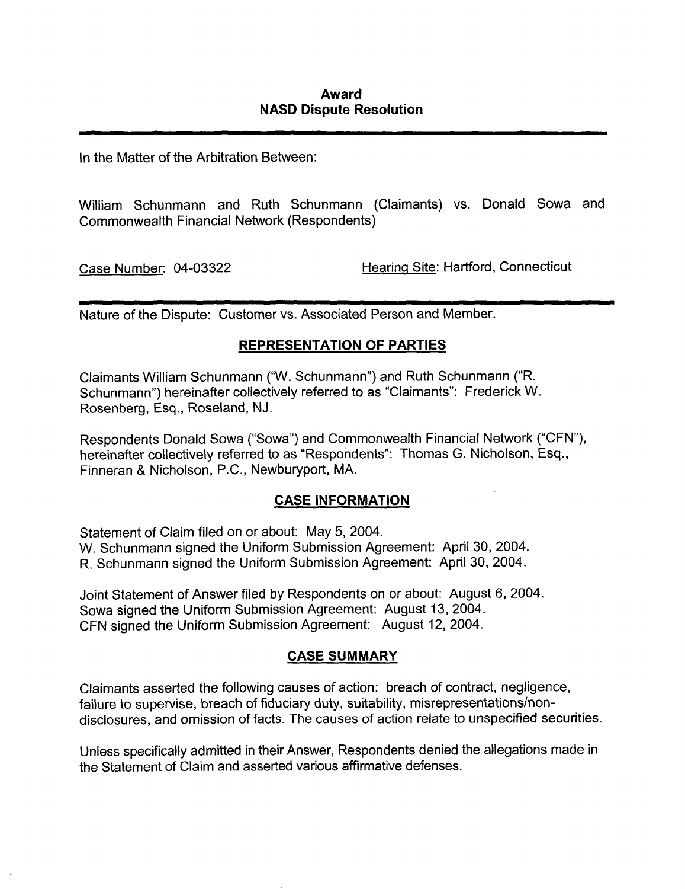# Award
## NASD Dispute Resolution

In the Matter of the Arbitration Between:

William Schunmann and Ruth Schunmann (Claimants) vs. Donald Sowa and Commonwealth Financial Network (Respondents)

Case Number: 04-03322 Hearing Site: Hartford, Connecticut

Nature of the Dispute: Customer vs. Associated Person and Member.

### REPRESENTATION OF PARTIES

Claimants William Schunmann ("W. Schunmann") and Ruth Schunmann ("R. Schunmann") hereinafter collectively referred to as "Claimants": Frederick W. Rosenberg, Esq., Roseland, NJ.

Respondents Donald Sowa ("Sowa") and Commonwealth Financial Network ("CFN"), hereinafter collectively referred to as "Respondents": Thomas G. Nicholson, Esq., Finneran & Nicholson, P.C., Newburyport, MA.

### CASE INFORMATION

Statement of Claim filed on or about: May 5, 2004.
W. Schunmann signed the Uniform Submission Agreement: April 30, 2004.
R. Schunmann signed the Uniform Submission Agreement: April 30, 2004.

Joint Statement of Answer filed by Respondents on or about: August 6, 2004.
Sowa signed the Uniform Submission Agreement: August 13, 2004.
CFN signed the Uniform Submission Agreement: August 12, 2004.

### CASE SUMMARY

Claimants asserted the following causes of action: breach of contract, negligence, failure to supervise, breach of fiduciary duty, suitability, misrepresentations/non-disclosures, and omission of facts. The causes of action relate to unspecified securities.

Unless specifically admitted in their Answer, Respondents denied the allegations made in the Statement of Claim and asserted various affirmative defenses.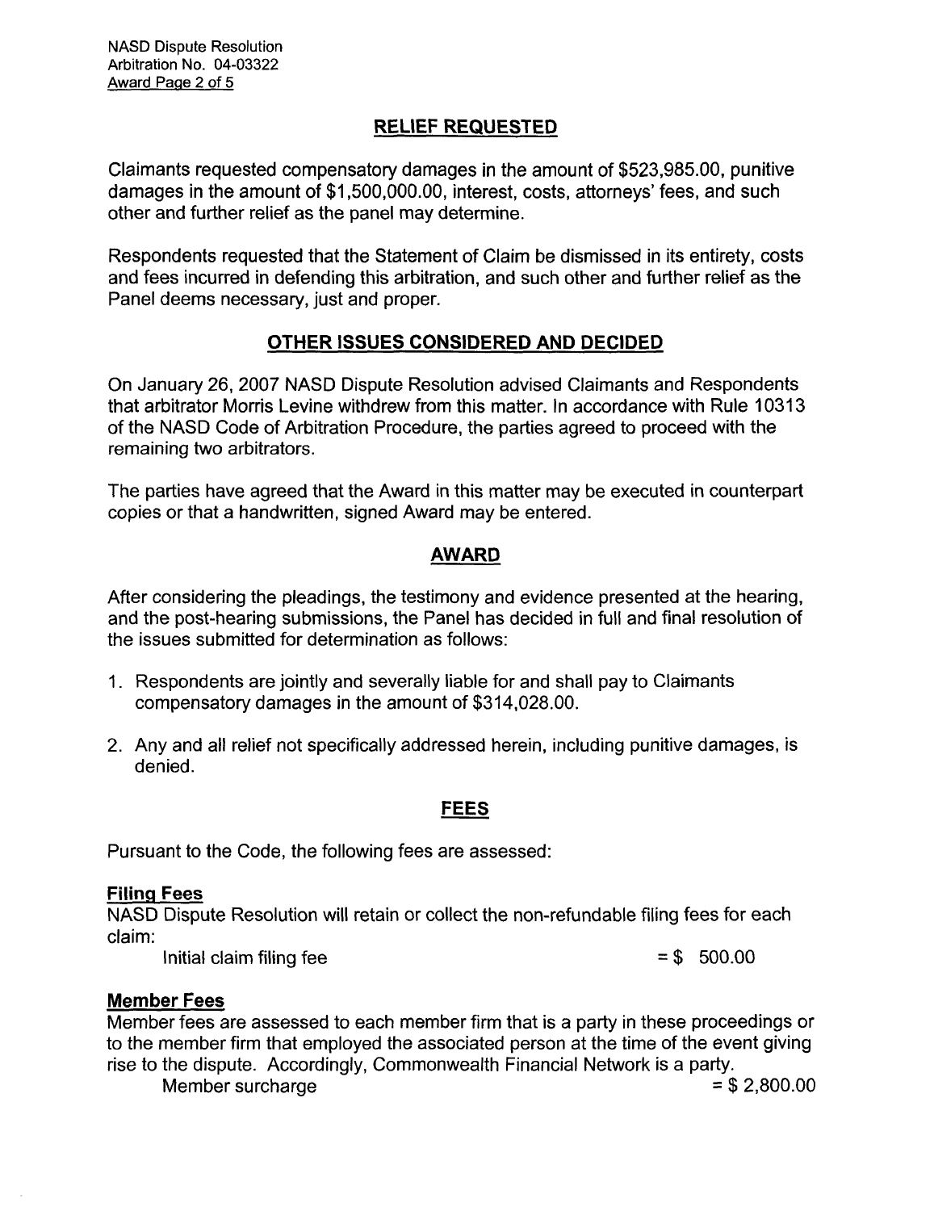## RELIEF REQUESTED

Claimants requested compensatory damages in the amount of $523,985.00, punitive damages in the amount of $1,500,000.00, interest, costs, attorneys' fees, and such other and further relief as the panel may determine.

Respondents requested that the Statement of Claim be dismissed in its entirety, costs and fees incurred in defending this arbitration, and such other and further relief as the Panel deems necessary, just and proper.

## OTHER ISSUES CONSIDERED AND DECIDED

On January 26, 2007 NASD Dispute Resolution advised Claimants and Respondents that arbitrator Morris Levine withdrew from this matter. In accordance with Rule 10313 of the NASD Code of Arbitration Procedure, the parties agreed to proceed with the remaining two arbitrators.

The parties have agreed that the Award in this matter may be executed in counterpart copies or that a handwritten, signed Award may be entered.

## AWARD

After considering the pleadings, the testimony and evidence presented at the hearing, and the post-hearing submissions, the Panel has decided in full and final resolution of the issues submitted for determination as follows:

1. Respondents are jointly and severally liable for and shall pay to Claimants compensatory damages in the amount of $314,028.00.

2. Any and all relief not specifically addressed herein, including punitive damages, is denied.

## FEES

Pursuant to the Code, the following fees are assessed:

### Filing Fees

NASD Dispute Resolution will retain or collect the non-refundable filing fees for each claim:

Initial claim filing fee = $ 500.00

### Member Fees

Member fees are assessed to each member firm that is a party in these proceedings or to the member firm that employed the associated person at the time of the event giving rise to the dispute. Accordingly, Commonwealth Financial Network is a party.

Member surcharge = $ 2,800.00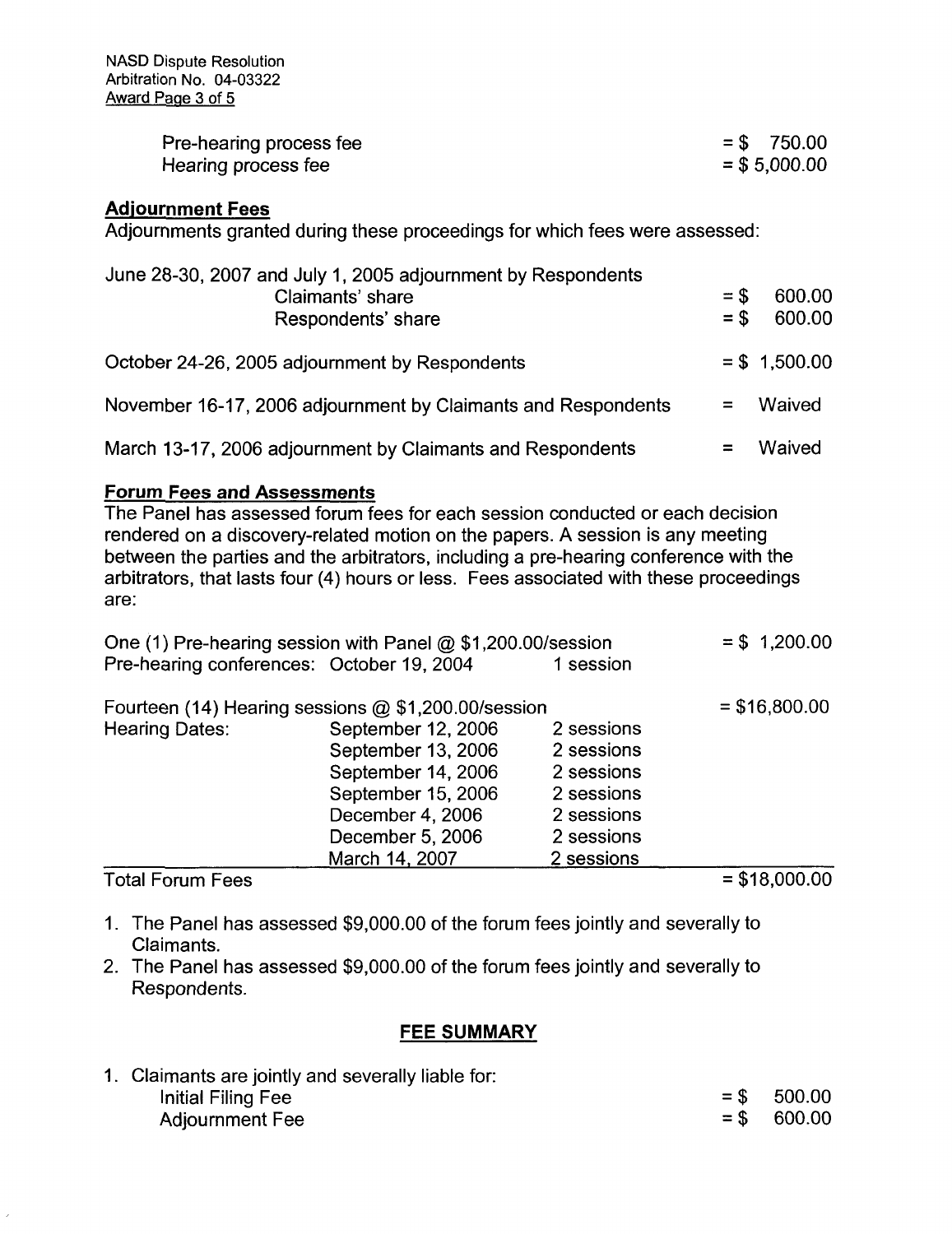| | |
|---|---|
| Pre-hearing process fee | = $ 750.00 |
| Hearing process fee | = $ 5,000.00 |

**Adjournment Fees**

Adjournments granted during these proceedings for which fees were assessed:

| | |
|---|---|
| June 28-30, 2007 and July 1, 2005 adjournment by Respondents | |
| Claimants' share | = $ 600.00 |
| Respondents' share | = $ 600.00 |
| October 24-26, 2005 adjournment by Respondents | = $ 1,500.00 |
| November 16-17, 2006 adjournment by Claimants and Respondents | = Waived |
| March 13-17, 2006 adjournment by Claimants and Respondents | = Waived |

**Forum Fees and Assessments**

The Panel has assessed forum fees for each session conducted or each decision rendered on a discovery-related motion on the papers. A session is any meeting between the parties and the arbitrators, including a pre-hearing conference with the arbitrators, that lasts four (4) hours or less. Fees associated with these proceedings are:

| | | | |
|---|---|---|---|
| One (1) Pre-hearing session with Panel @ $1,200.00/session | | | = $ 1,200.00 |
| Pre-hearing conferences: | October 19, 2004 | 1 session | |
| Fourteen (14) Hearing sessions @ $1,200.00/session | | | = $16,800.00 |
| Hearing Dates: | September 12, 2006 | 2 sessions | |
| | September 13, 2006 | 2 sessions | |
| | September 14, 2006 | 2 sessions | |
| | September 15, 2006 | 2 sessions | |
| | December 4, 2006 | 2 sessions | |
| | December 5, 2006 | 2 sessions | |
| | March 14, 2007 | 2 sessions | |
| Total Forum Fees | | | = $18,000.00 |

1. The Panel has assessed $9,000.00 of the forum fees jointly and severally to Claimants.
2. The Panel has assessed $9,000.00 of the forum fees jointly and severally to Respondents.

**FEE SUMMARY**

1. Claimants are jointly and severally liable for:

| | |
|---|---|
| Initial Filing Fee | = $ 500.00 |
| Adjournment Fee | = $ 600.00 |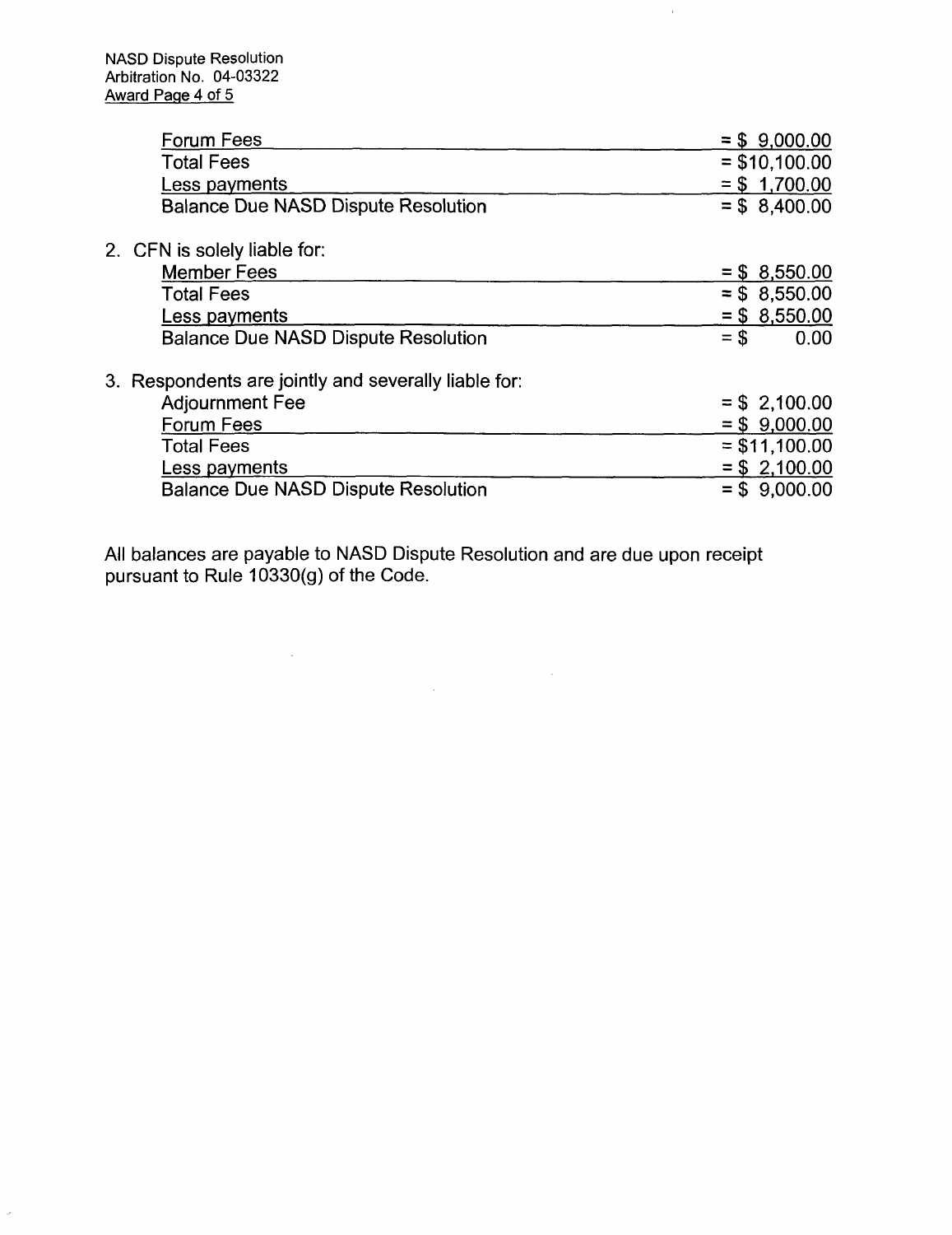| | |
|---|---|
| Forum Fees | = $ 9,000.00 |
| Total Fees | = $10,100.00 |
| Less payments | = $ 1,700.00 |
| Balance Due NASD Dispute Resolution | = $ 8,400.00 |

2. CFN is solely liable for:

| | |
|---|---|
| Member Fees | = $ 8,550.00 |
| Total Fees | = $ 8,550.00 |
| Less payments | = $ 8,550.00 |
| Balance Due NASD Dispute Resolution | = $ 0.00 |

3. Respondents are jointly and severally liable for:

| | |
|---|---|
| Adjournment Fee | = $ 2,100.00 |
| Forum Fees | = $ 9,000.00 |
| Total Fees | = $11,100.00 |
| Less payments | = $ 2,100.00 |
| Balance Due NASD Dispute Resolution | = $ 9,000.00 |

All balances are payable to NASD Dispute Resolution and are due upon receipt pursuant to Rule 10330(g) of the Code.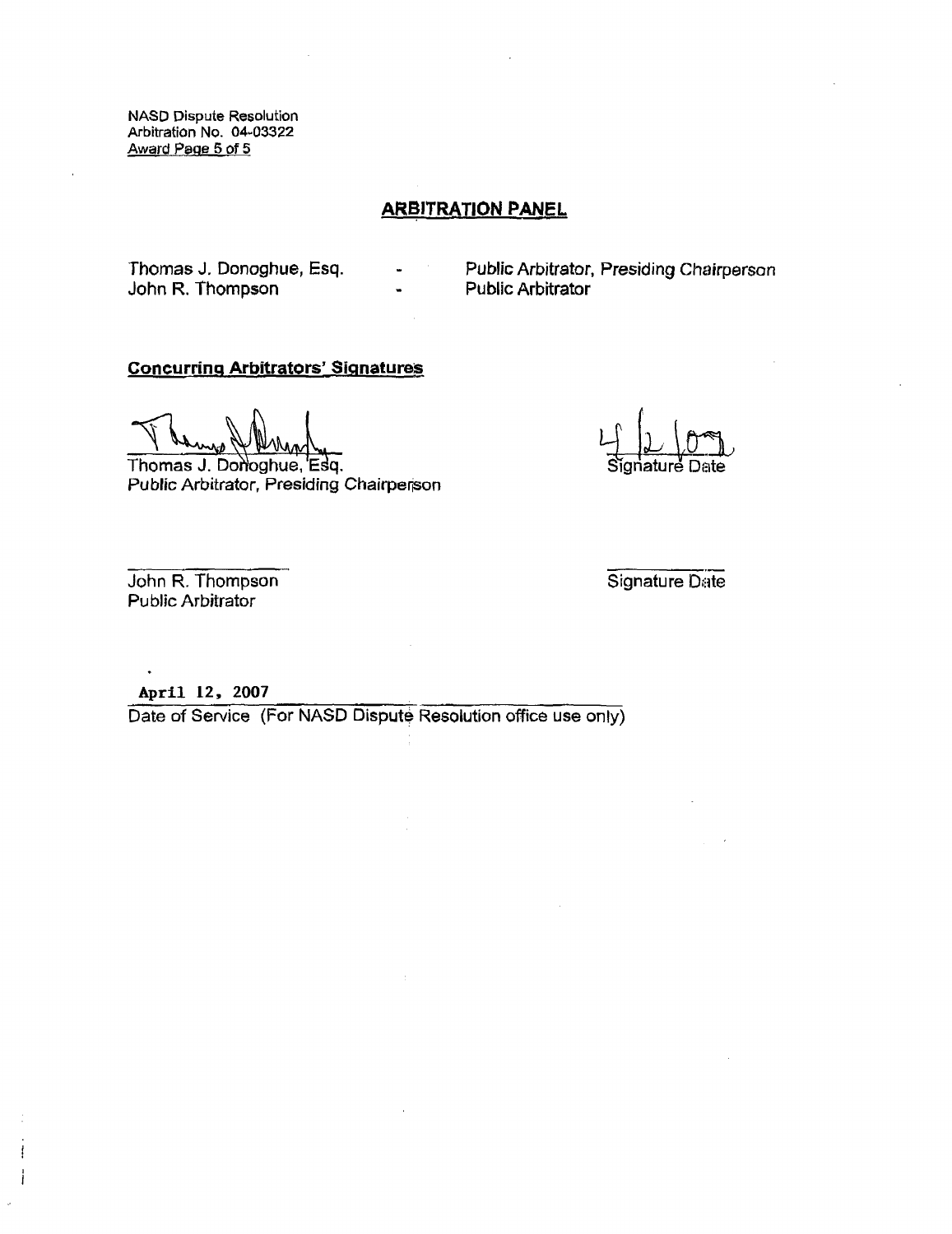NASD Dispute Resolution
Arbitration No. 04-03322

## ARBITRATION PANEL

| | | |
|---|---|---|
| Thomas J. Donoghue, Esq. | - | Public Arbitrator, Presiding Chairperson |
| John R. Thompson | - | Public Arbitrator |

**Concurring Arbitrators' Signatures**

Thomas J. Donoghue, Esq.
Public Arbitrator, Presiding Chairperson

4/2/07
Signature Date

John R. Thompson
Public Arbitrator

Signature Date

April 12, 2007
Date of Service (For NASD Dispute Resolution office use only)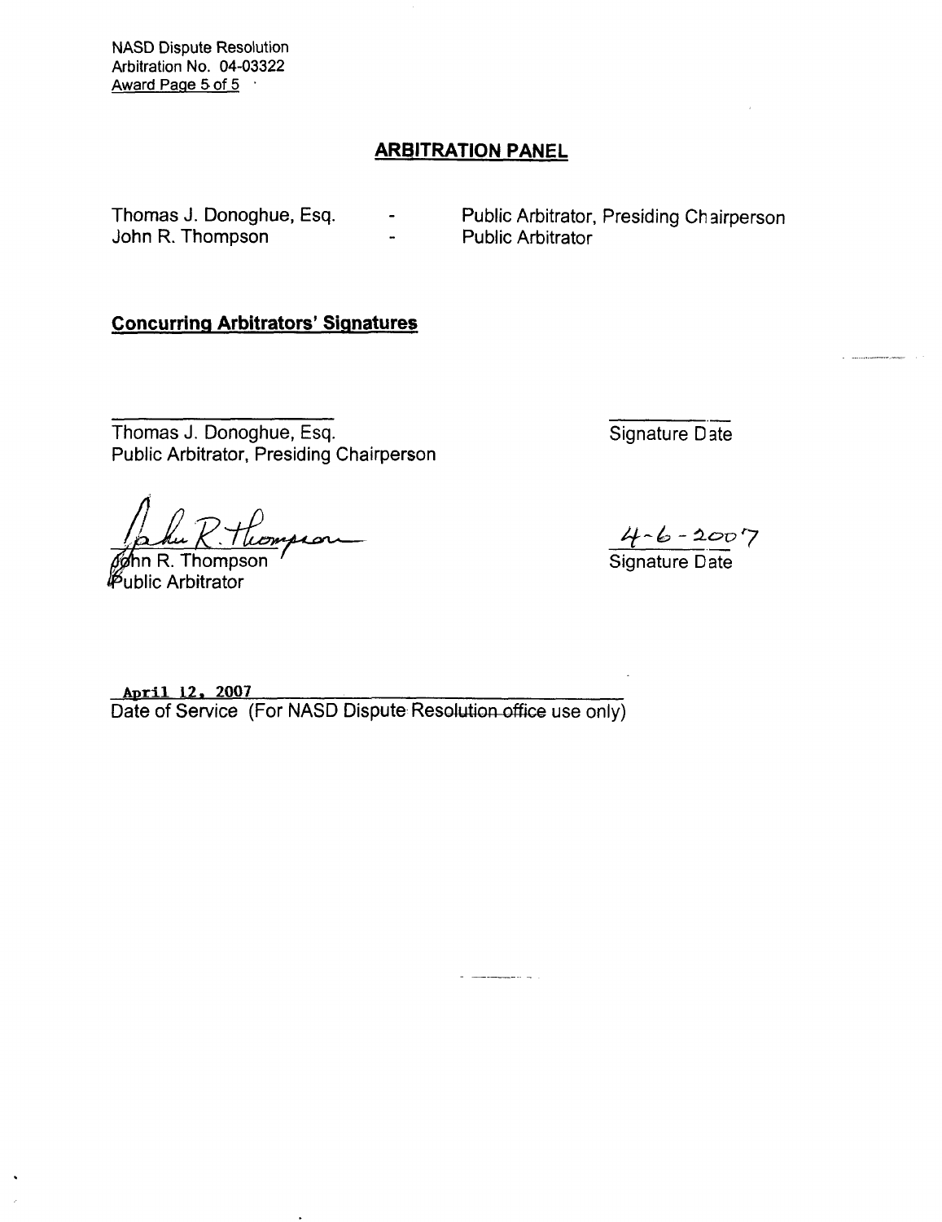## ARBITRATION PANEL

Thomas J. Donoghue, Esq. - Public Arbitrator, Presiding Chairperson
John R. Thompson - Public Arbitrator

**Concurring Arbitrators' Signatures**

\_\_\_\_\_\_\_\_\_\_\_\_\_\_\_\_\_\_\_\_\_\_\_\_
Thomas J. Donoghue, Esq.
Public Arbitrator, Presiding Chairperson

\_\_\_\_\_\_\_\_\_\_\_\_
Signature Date

John R. Thompson
Public Arbitrator

4-6-2007
Signature Date

April 12, 2007
Date of Service (For NASD Dispute Resolution office use only)